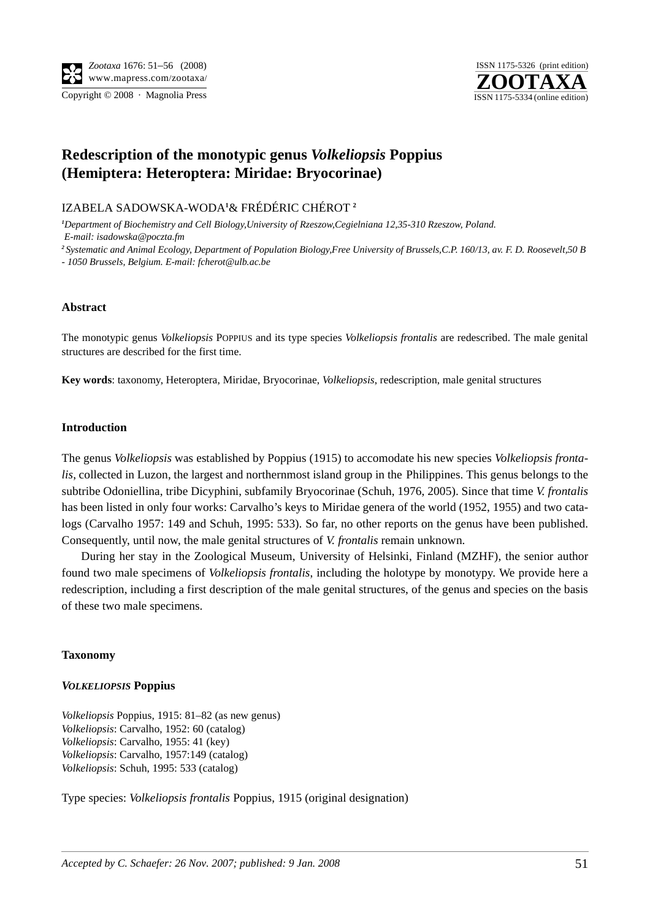# Redescription of the monotypic genus *Volkeliopsis* Poppius (Hemiptera: Heteroptera: Miridae: Bryocorinae)

IZABELA SADOWSKA-WODA[1]& FRÉDÉRIC CHÉROT [2]

[1]*Department of Biochemistry and Cell Biology,University of Rzeszow,Cegielniana 12,35-310 Rzeszow, Poland. E-mail: isadowska@poczta.fm*

[2]*Systematic and Animal Ecology, Department of Population Biology,Free University of Brussels,C.P. 160/13, av. F. D. Roosevelt,50 B - 1050 Brussels, Belgium. E-mail: fcherot@ulb.ac.be*

### Abstract

The monotypic genus *Volkeliopsis* POPPIUS and its type species *Volkeliopsis frontalis* are redescribed. The male genital structures are described for the first time.

**Key words**: taxonomy, Heteroptera, Miridae, Bryocorinae, *Volkeliopsis*, redescription, male genital structures

### Introduction

The genus *Volkeliopsis* was established by Poppius (1915) to accomodate his new species *Volkeliopsis frontalis*, collected in Luzon, the largest and northernmost island group in the Philippines. This genus belongs to the subtribe Odoniellina, tribe Dicyphini, subfamily Bryocorinae (Schuh, 1976, 2005). Since that time *V. frontalis* has been listed in only four works: Carvalho's keys to Miridae genera of the world (1952, 1955) and two catalogs (Carvalho 1957: 149 and Schuh, 1995: 533). So far, no other reports on the genus have been published. Consequently, until now, the male genital structures of *V. frontalis* remain unknown.

During her stay in the Zoological Museum, University of Helsinki, Finland (MZHF), the senior author found two male specimens of *Volkeliopsis frontalis*, including the holotype by monotypy. We provide here a redescription, including a first description of the male genital structures, of the genus and species on the basis of these two male specimens.

### Taxonomy

#### *VOLKELIOPSIS* Poppius

*Volkeliopsis* Poppius, 1915: 81–82 (as new genus)
*Volkeliopsis*: Carvalho, 1952: 60 (catalog)
*Volkeliopsis*: Carvalho, 1955: 41 (key)
*Volkeliopsis*: Carvalho, 1957:149 (catalog)
*Volkeliopsis*: Schuh, 1995: 533 (catalog)

Type species: *Volkeliopsis frontalis* Poppius, 1915 (original designation)

*Accepted by C. Schaefer: 26 Nov. 2007; published: 9 Jan. 2008*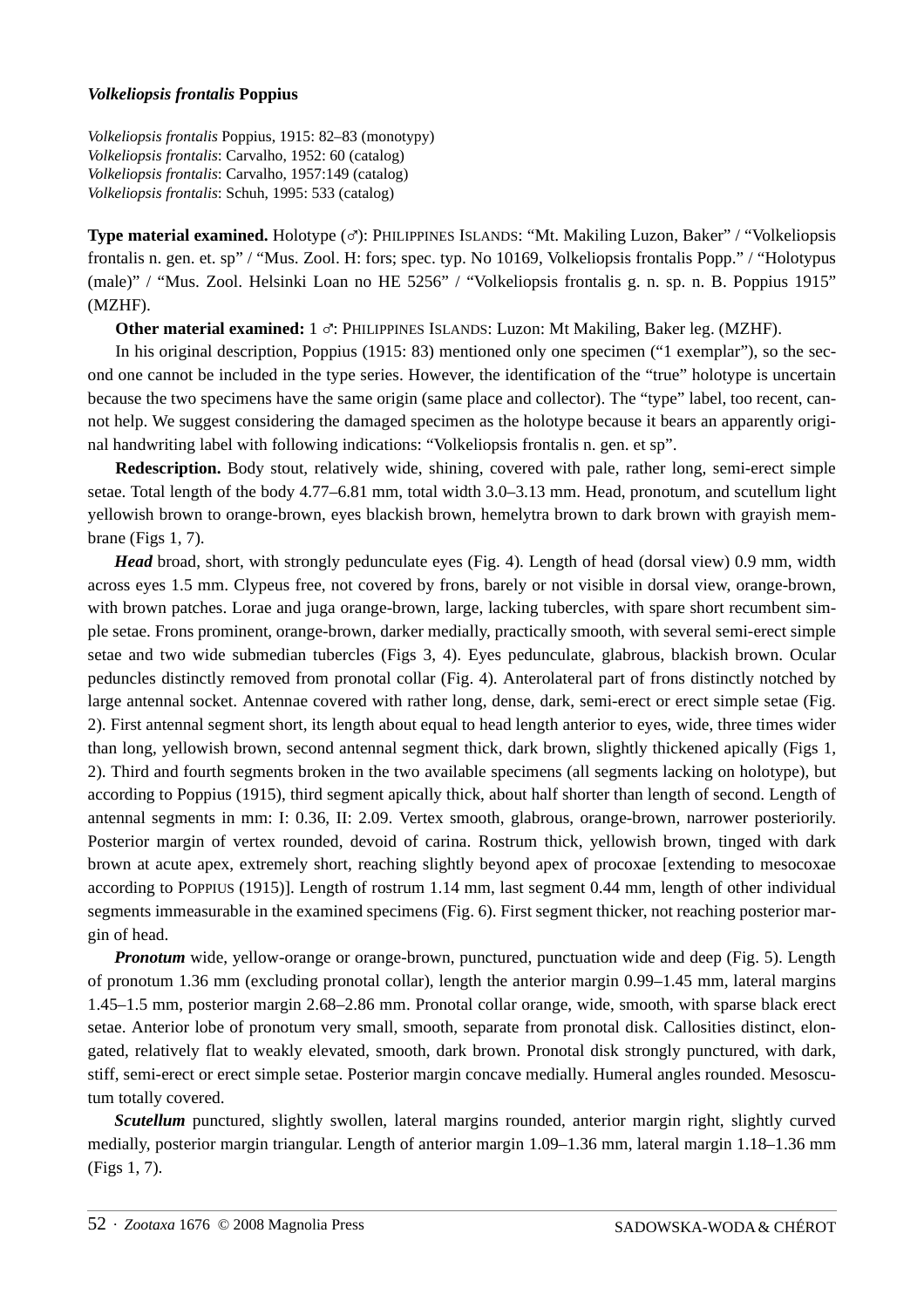### *Volkeliopsis frontalis* Poppius

*Volkeliopsis frontalis* Poppius, 1915: 82–83 (monotypy)
*Volkeliopsis frontalis*: Carvalho, 1952: 60 (catalog)
*Volkeliopsis frontalis*: Carvalho, 1957:149 (catalog)
*Volkeliopsis frontalis*: Schuh, 1995: 533 (catalog)

**Type material examined.** Holotype (♂): PHILIPPINES ISLANDS: "Mt. Makiling Luzon, Baker" / "Volkeliopsis frontalis n. gen. et. sp" / "Mus. Zool. H: fors; spec. typ. No 10169, Volkeliopsis frontalis Popp." / "Holotypus (male)" / "Mus. Zool. Helsinki Loan no HE 5256" / "Volkeliopsis frontalis g. n. sp. n. B. Poppius 1915" (MZHF).

**Other material examined:** 1 ♂: PHILIPPINES ISLANDS: Luzon: Mt Makiling, Baker leg. (MZHF).

In his original description, Poppius (1915: 83) mentioned only one specimen ("1 exemplar"), so the second one cannot be included in the type series. However, the identification of the "true" holotype is uncertain because the two specimens have the same origin (same place and collector). The "type" label, too recent, cannot help. We suggest considering the damaged specimen as the holotype because it bears an apparently original handwriting label with following indications: "Volkeliopsis frontalis n. gen. et sp".

**Redescription.** Body stout, relatively wide, shining, covered with pale, rather long, semi-erect simple setae. Total length of the body 4.77–6.81 mm, total width 3.0–3.13 mm. Head, pronotum, and scutellum light yellowish brown to orange-brown, eyes blackish brown, hemelytra brown to dark brown with grayish membrane (Figs 1, 7).

***Head*** broad, short, with strongly pedunculate eyes (Fig. 4). Length of head (dorsal view) 0.9 mm, width across eyes 1.5 mm. Clypeus free, not covered by frons, barely or not visible in dorsal view, orange-brown, with brown patches. Lorae and juga orange-brown, large, lacking tubercles, with spare short recumbent simple setae. Frons prominent, orange-brown, darker medially, practically smooth, with several semi-erect simple setae and two wide submedian tubercles (Figs 3, 4). Eyes pedunculate, glabrous, blackish brown. Ocular peduncles distinctly removed from pronotal collar (Fig. 4). Anterolateral part of frons distinctly notched by large antennal socket. Antennae covered with rather long, dense, dark, semi-erect or erect simple setae (Fig. 2). First antennal segment short, its length about equal to head length anterior to eyes, wide, three times wider than long, yellowish brown, second antennal segment thick, dark brown, slightly thickened apically (Figs 1, 2). Third and fourth segments broken in the two available specimens (all segments lacking on holotype), but according to Poppius (1915), third segment apically thick, about half shorter than length of second. Length of antennal segments in mm: I: 0.36, II: 2.09. Vertex smooth, glabrous, orange-brown, narrower posteriorily. Posterior margin of vertex rounded, devoid of carina. Rostrum thick, yellowish brown, tinged with dark brown at acute apex, extremely short, reaching slightly beyond apex of procoxae [extending to mesocoxae according to POPPIUS (1915)]. Length of rostrum 1.14 mm, last segment 0.44 mm, length of other individual segments immeasurable in the examined specimens (Fig. 6). First segment thicker, not reaching posterior margin of head.

***Pronotum*** wide, yellow-orange or orange-brown, punctured, punctuation wide and deep (Fig. 5). Length of pronotum 1.36 mm (excluding pronotal collar), length the anterior margin 0.99–1.45 mm, lateral margins 1.45–1.5 mm, posterior margin 2.68–2.86 mm. Pronotal collar orange, wide, smooth, with sparse black erect setae. Anterior lobe of pronotum very small, smooth, separate from pronotal disk. Callosities distinct, elongated, relatively flat to weakly elevated, smooth, dark brown. Pronotal disk strongly punctured, with dark, stiff, semi-erect or erect simple setae. Posterior margin concave medially. Humeral angles rounded. Mesoscutum totally covered.

***Scutellum*** punctured, slightly swollen, lateral margins rounded, anterior margin right, slightly curved medially, posterior margin triangular. Length of anterior margin 1.09–1.36 mm, lateral margin 1.18–1.36 mm (Figs 1, 7).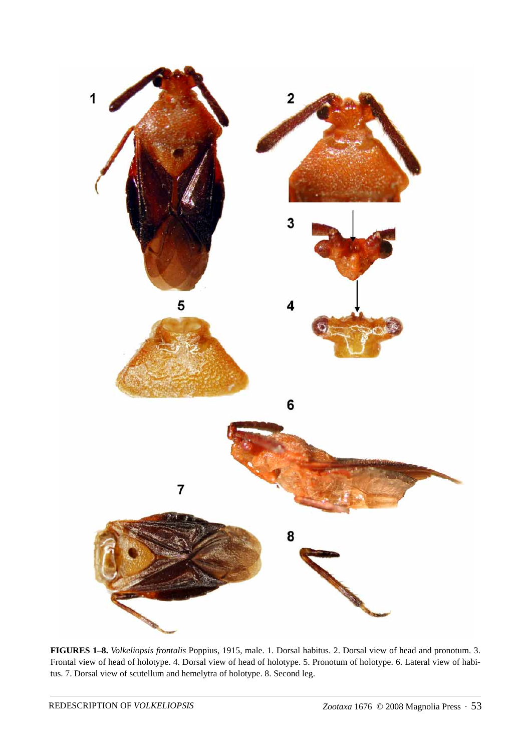**FIGURES 1–8.** *Volkeliopsis frontalis* Poppius, 1915, male. 1. Dorsal habitus. 2. Dorsal view of head and pronotum. 3. Frontal view of head of holotype. 4. Dorsal view of head of holotype. 5. Pronotum of holotype. 6. Lateral view of habitus. 7. Dorsal view of scutellum and hemelytra of holotype. 8. Second leg.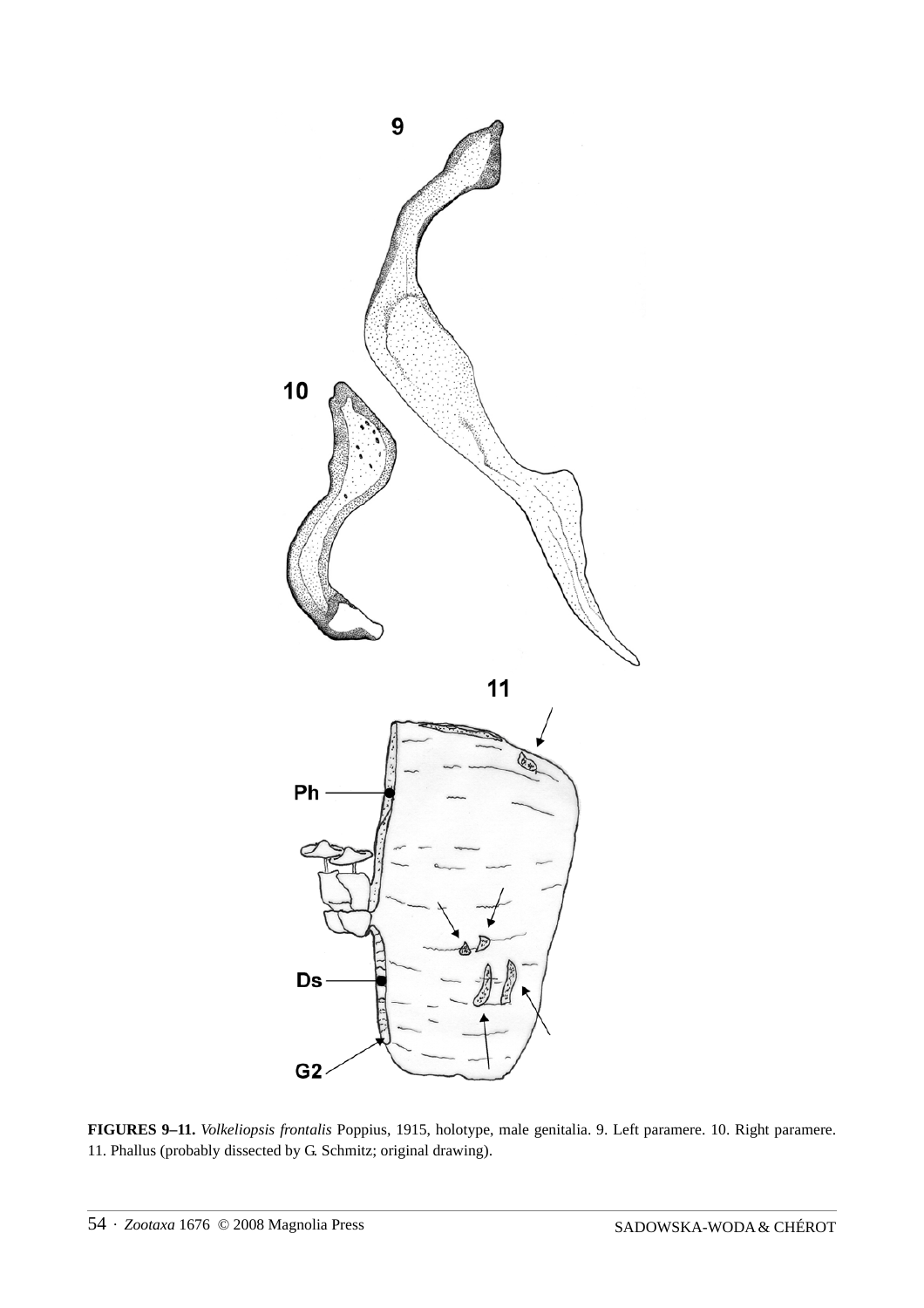**FIGURES 9–11.** *Volkeliopsis frontalis* Poppius, 1915, holotype, male genitalia. 9. Left paramere. 10. Right paramere. 11. Phallus (probably dissected by G. Schmitz; original drawing).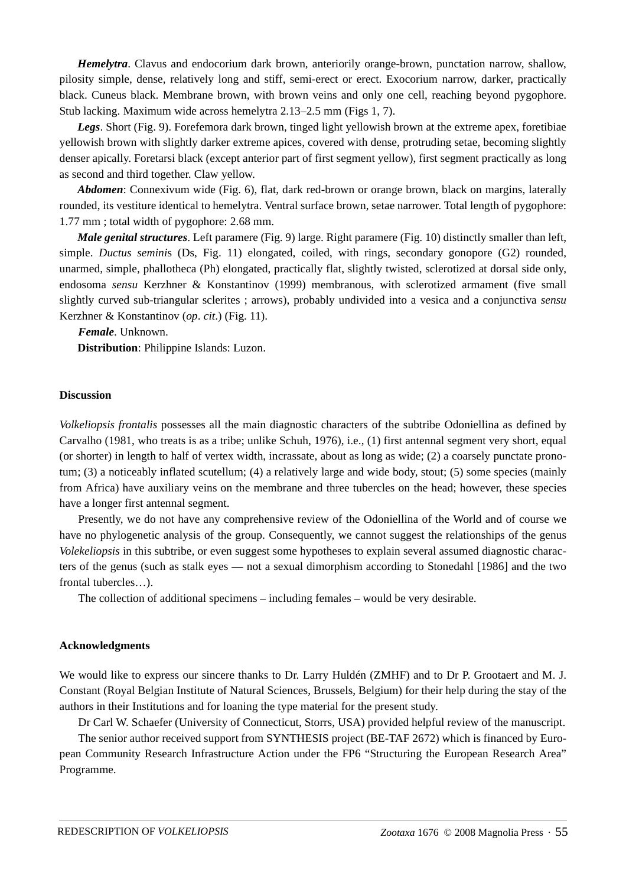***Hemelytra***. Clavus and endocorium dark brown, anteriorily orange-brown, punctation narrow, shallow, pilosity simple, dense, relatively long and stiff, semi-erect or erect. Exocorium narrow, darker, practically black. Cuneus black. Membrane brown, with brown veins and only one cell, reaching beyond pygophore. Stub lacking. Maximum wide across hemelytra 2.13–2.5 mm (Figs 1, 7).

***Legs***. Short (Fig. 9). Forefemora dark brown, tinged light yellowish brown at the extreme apex, foretibiae yellowish brown with slightly darker extreme apices, covered with dense, protruding setae, becoming slightly denser apically. Foretarsi black (except anterior part of first segment yellow), first segment practically as long as second and third together. Claw yellow.

***Abdomen***: Connexivum wide (Fig. 6), flat, dark red-brown or orange brown, black on margins, laterally rounded, its vestiture identical to hemelytra. Ventral surface brown, setae narrower. Total length of pygophore: 1.77 mm ; total width of pygophore: 2.68 mm.

***Male genital structures***. Left paramere (Fig. 9) large. Right paramere (Fig. 10) distinctly smaller than left, simple. *Ductus seminis* (Ds, Fig. 11) elongated, coiled, with rings, secondary gonopore (G2) rounded, unarmed, simple, phallotheca (Ph) elongated, practically flat, slightly twisted, sclerotized at dorsal side only, endosoma *sensu* Kerzhner & Konstantinov (1999) membranous, with sclerotized armament (five small slightly curved sub-triangular sclerites ; arrows), probably undivided into a vesica and a conjunctiva *sensu* Kerzhner & Konstantinov (*op*. *cit*.) (Fig. 11).

***Female***. Unknown.

**Distribution**: Philippine Islands: Luzon.

## Discussion

*Volkeliopsis frontalis* possesses all the main diagnostic characters of the subtribe Odoniellina as defined by Carvalho (1981, who treats is as a tribe; unlike Schuh, 1976), i.e., (1) first antennal segment very short, equal (or shorter) in length to half of vertex width, incrassate, about as long as wide; (2) a coarsely punctate pronotum; (3) a noticeably inflated scutellum; (4) a relatively large and wide body, stout; (5) some species (mainly from Africa) have auxiliary veins on the membrane and three tubercles on the head; however, these species have a longer first antennal segment.

Presently, we do not have any comprehensive review of the Odoniellina of the World and of course we have no phylogenetic analysis of the group. Consequently, we cannot suggest the relationships of the genus *Volekeliopsis* in this subtribe, or even suggest some hypotheses to explain several assumed diagnostic characters of the genus (such as stalk eyes — not a sexual dimorphism according to Stonedahl [1986] and the two frontal tubercles…).

The collection of additional specimens – including females – would be very desirable.

## Acknowledgments

We would like to express our sincere thanks to Dr. Larry Huldén (ZMHF) and to Dr P. Grootaert and M. J. Constant (Royal Belgian Institute of Natural Sciences, Brussels, Belgium) for their help during the stay of the authors in their Institutions and for loaning the type material for the present study.

Dr Carl W. Schaefer (University of Connecticut, Storrs, USA) provided helpful review of the manuscript.

The senior author received support from SYNTHESIS project (BE-TAF 2672) which is financed by European Community Research Infrastructure Action under the FP6 "Structuring the European Research Area" Programme.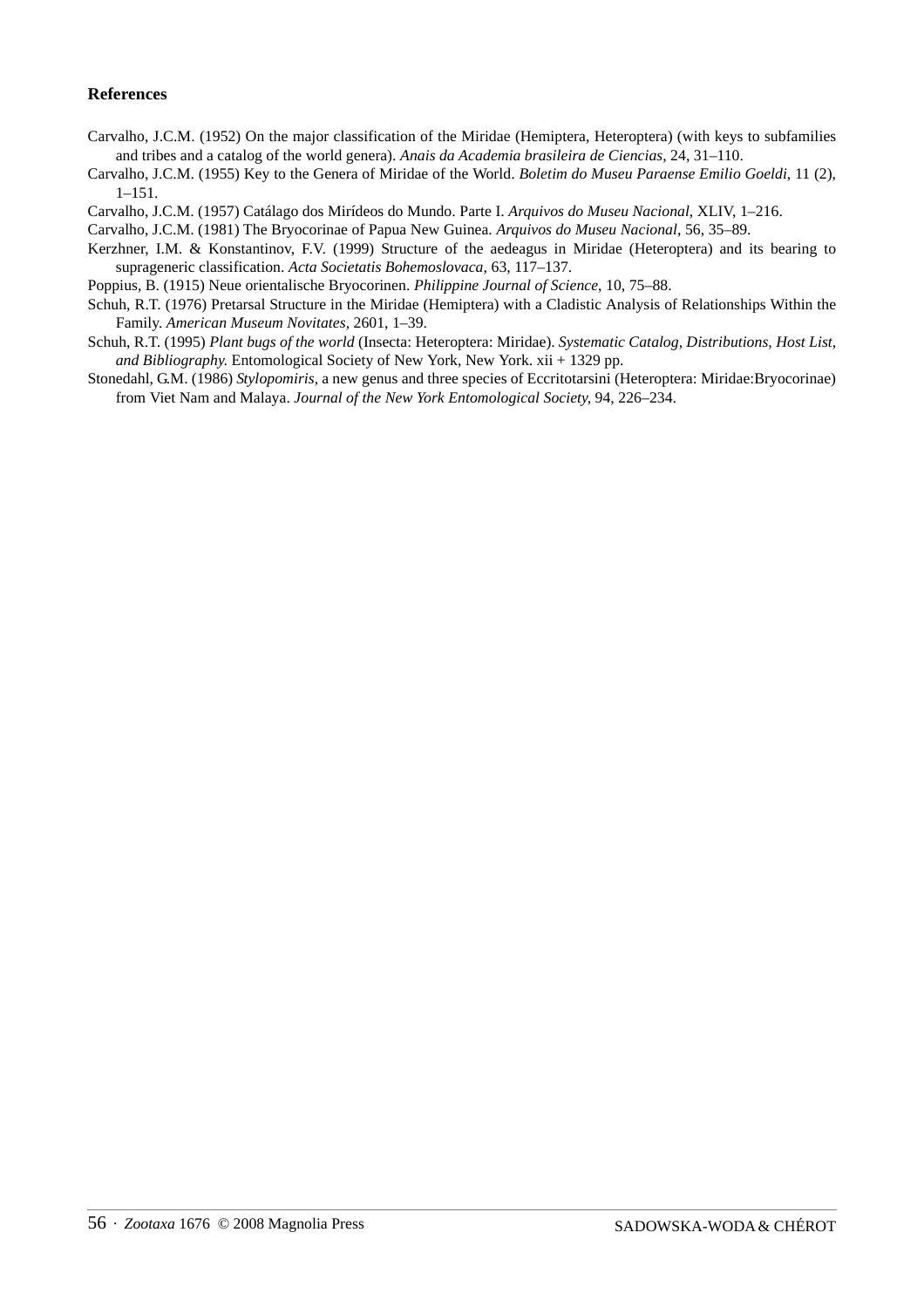## References

Carvalho, J.C.M. (1952) On the major classification of the Miridae (Hemiptera, Heteroptera) (with keys to subfamilies and tribes and a catalog of the world genera). *Anais da Academia brasileira de Ciencias*, 24, 31–110.

Carvalho, J.C.M. (1955) Key to the Genera of Miridae of the World. *Boletim do Museu Paraense Emilio Goeldi*, 11 (2), 1–151.

Carvalho, J.C.M. (1957) Catálago dos Mirídeos do Mundo. Parte I. *Arquivos do Museu Nacional*, XLIV, 1–216.

Carvalho, J.C.M. (1981) The Bryocorinae of Papua New Guinea. *Arquivos do Museu Nacional*, 56, 35–89.

Kerzhner, I.M. & Konstantinov, F.V. (1999) Structure of the aedeagus in Miridae (Heteroptera) and its bearing to suprageneric classification. *Acta Societatis Bohemoslovaca*, 63, 117–137.

Poppius, B. (1915) Neue orientalische Bryocorinen. *Philippine Journal of Science*, 10, 75–88.

Schuh, R.T. (1976) Pretarsal Structure in the Miridae (Hemiptera) with a Cladistic Analysis of Relationships Within the Family. *American Museum Novitates*, 2601, 1–39.

Schuh, R.T. (1995) *Plant bugs of the world* (Insecta: Heteroptera: Miridae). *Systematic Catalog, Distributions, Host List, and Bibliography.* Entomological Society of New York, New York. xii + 1329 pp.

Stonedahl, G.M. (1986) *Stylopomiris*, a new genus and three species of Eccritotarsini (Heteroptera: Miridae:Bryocorinae) from Viet Nam and Malaya. *Journal of the New York Entomological Society*, 94, 226–234.